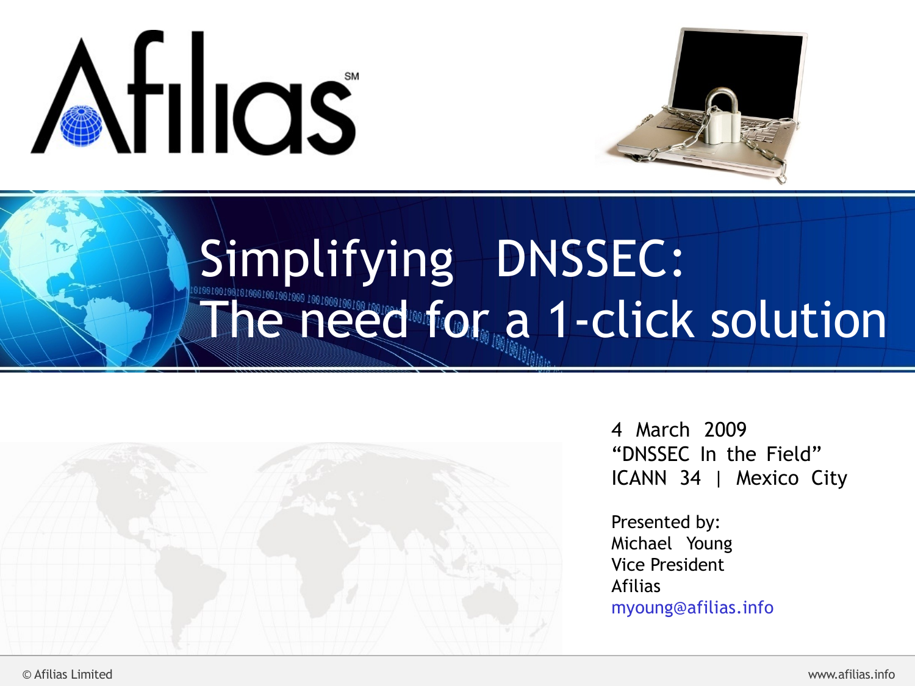# Simplifying DNSSEC: The need for a 1-click solution

4 March 2009
"DNSSEC In the Field"
ICANN 34 | Mexico City

Presented by:
Michael Young
Vice President
Afilias
myoung@afilias.info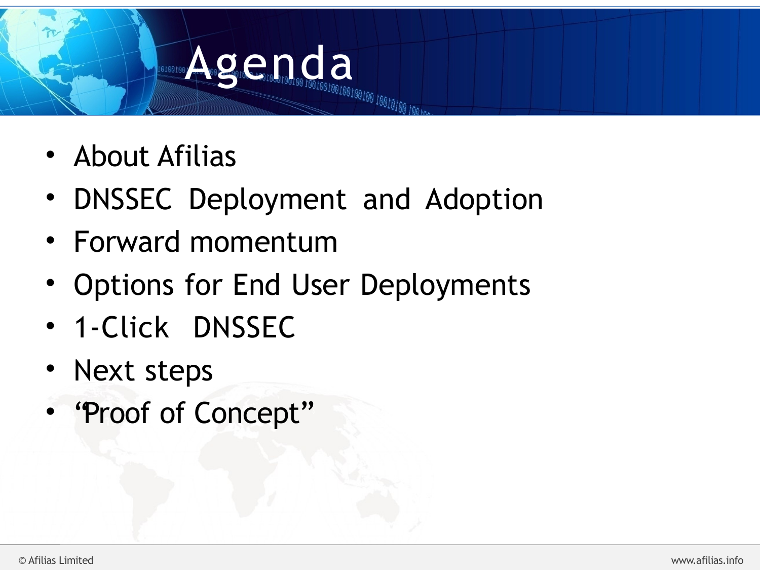# Agenda

- About Afilias
- DNSSEC Deployment and Adoption
- Forward momentum
- Options for End User Deployments
- 1-Click DNSSEC
- Next steps
- "Proof of Concept"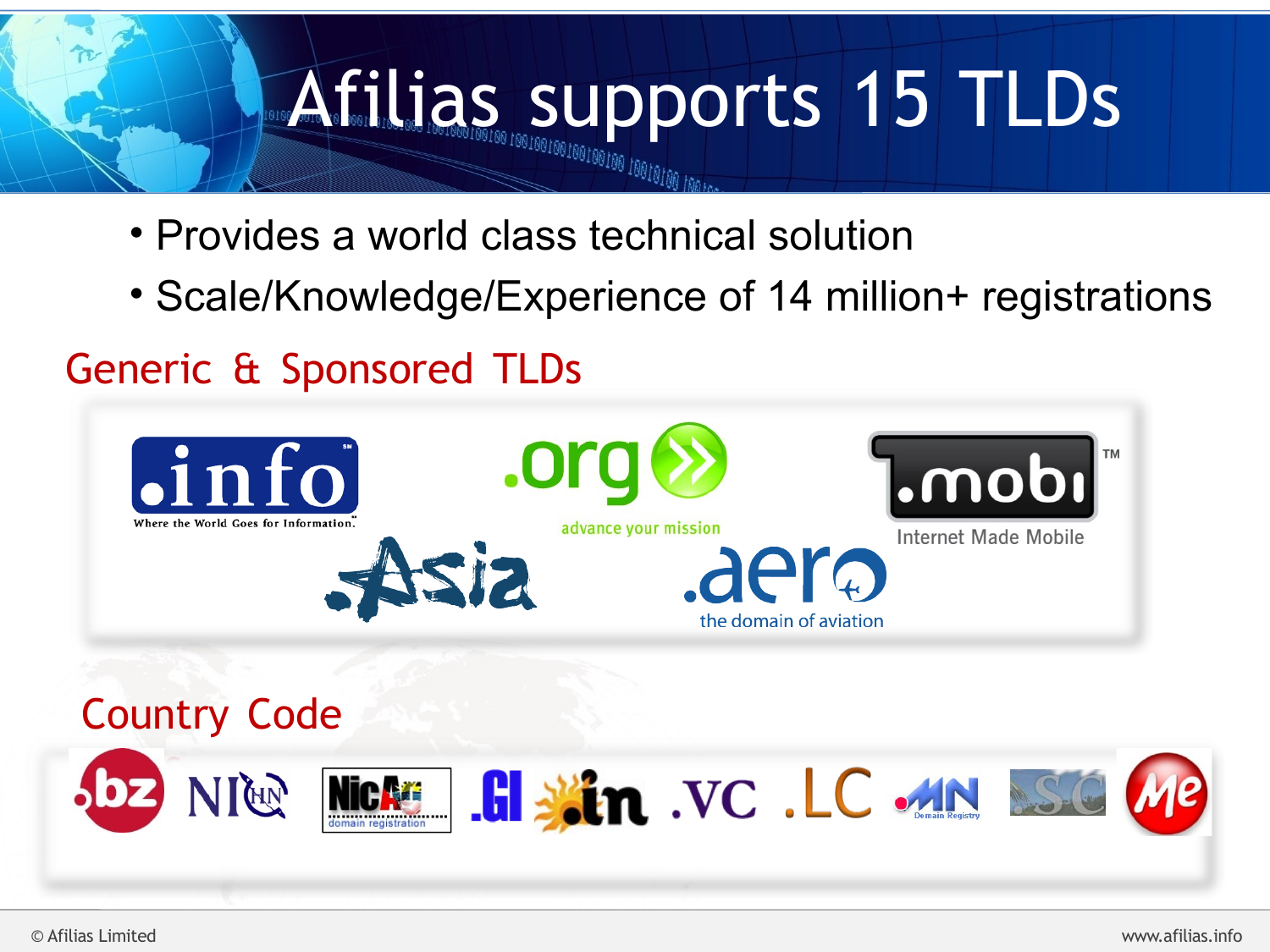# Afilias supports 15 TLDs

- Provides a world class technical solution
- Scale/Knowledge/Experience of 14 million+ registrations

## Generic & Sponsored TLDs

.info — Where the World Goes for Information.

.org — advance your mission

.mobi — Internet Made Mobile

.Asia

.aero — the domain of aviation

## Country Code

.bz NIC HN NicAG domain registration .GI .in .VC .LC MN Domain Registry .SC Me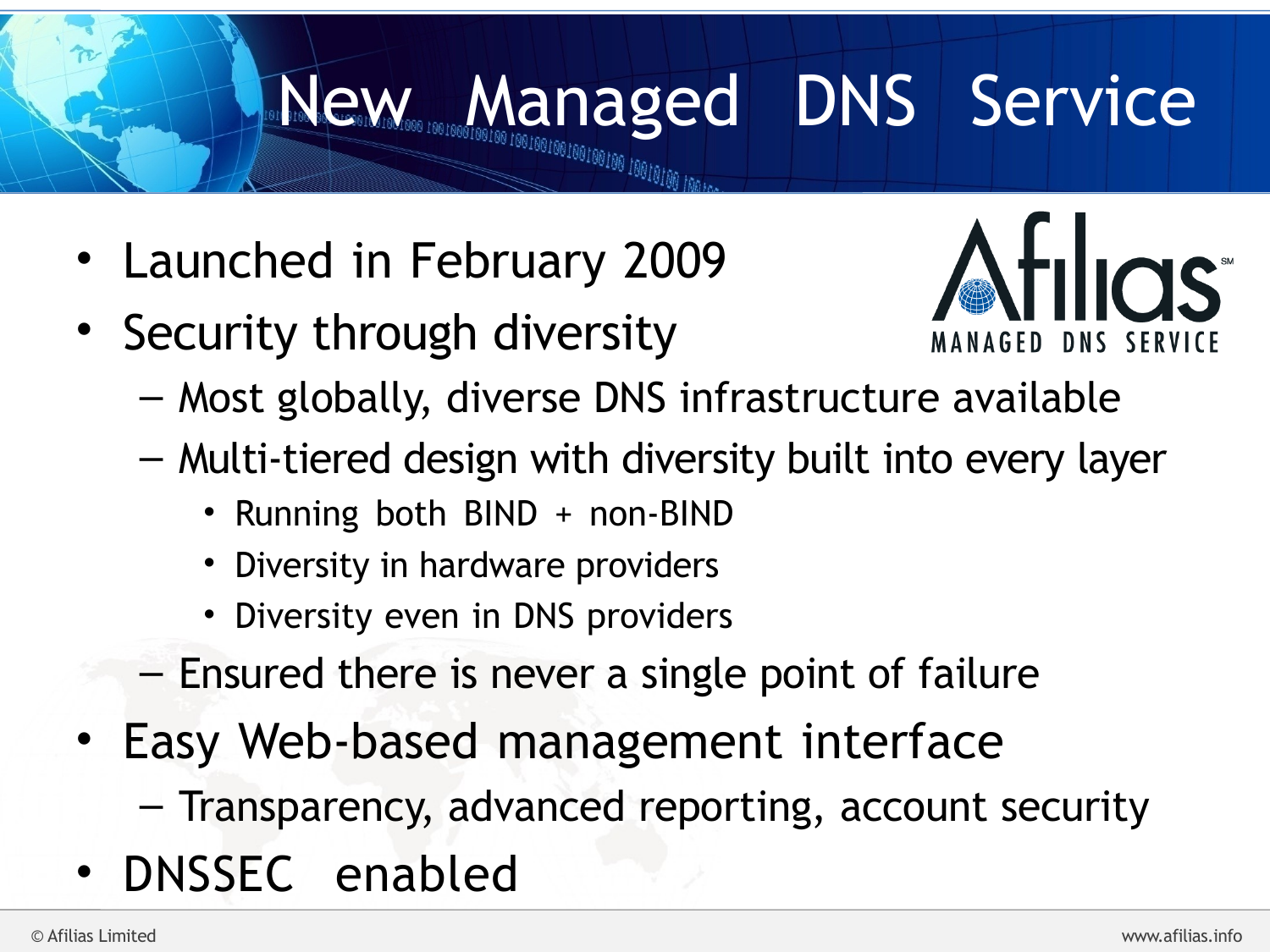# New Managed DNS Service

- Launched in February 2009
- Security through diversity
  - Most globally, diverse DNS infrastructure available
  - Multi-tiered design with diversity built into every layer
    - Running both BIND + non-BIND
    - Diversity in hardware providers
    - Diversity even in DNS providers
  - Ensured there is never a single point of failure
- Easy Web-based management interface
  - Transparency, advanced reporting, account security
- DNSSEC enabled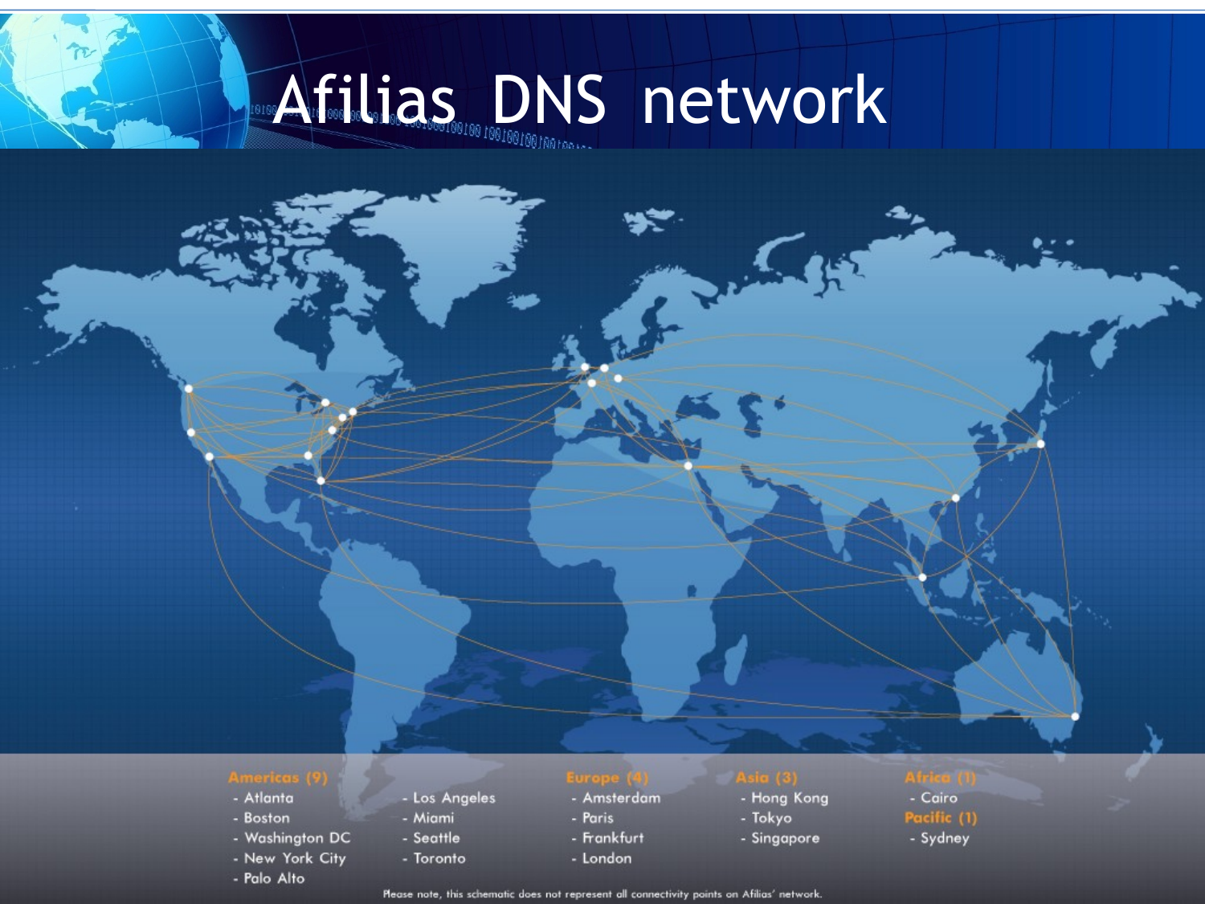# Afilias DNS network

**Americas (9)**
- Atlanta
- Boston
- Washington DC
- New York City
- Palo Alto
- Los Angeles
- Miami
- Seattle
- Toronto

**Europe (4)**
- Amsterdam
- Paris
- Frankfurt
- London

**Asia (3)**
- Hong Kong
- Tokyo
- Singapore

**Africa (1)**
- Cairo

**Pacific (1)**
- Sydney

Please note, this schematic does not represent all connectivity points on Afilias' network.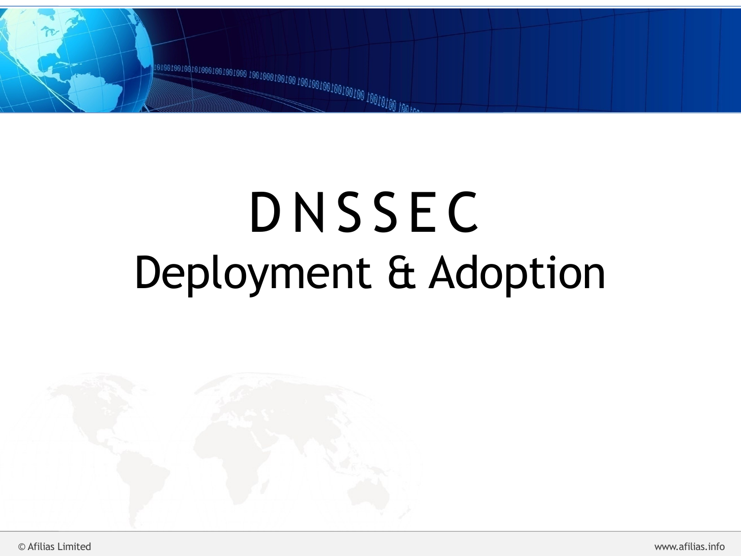# DNSSEC

## Deployment & Adoption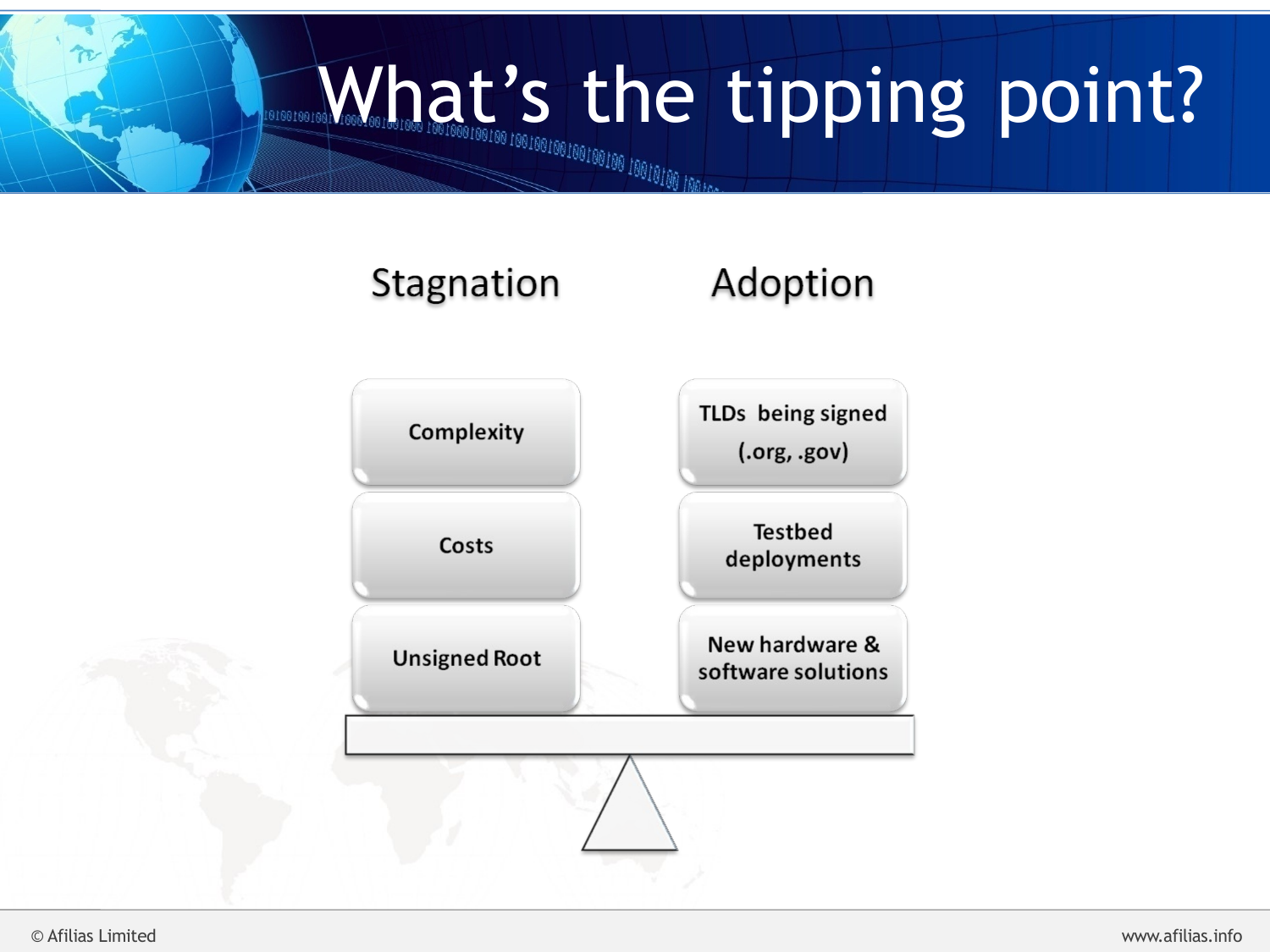# What's the tipping point?

| Stagnation | Adoption |
|---|---|
| Complexity | TLDs being signed (.org, .gov) |
| Costs | Testbed deployments |
| Unsigned Root | New hardware & software solutions |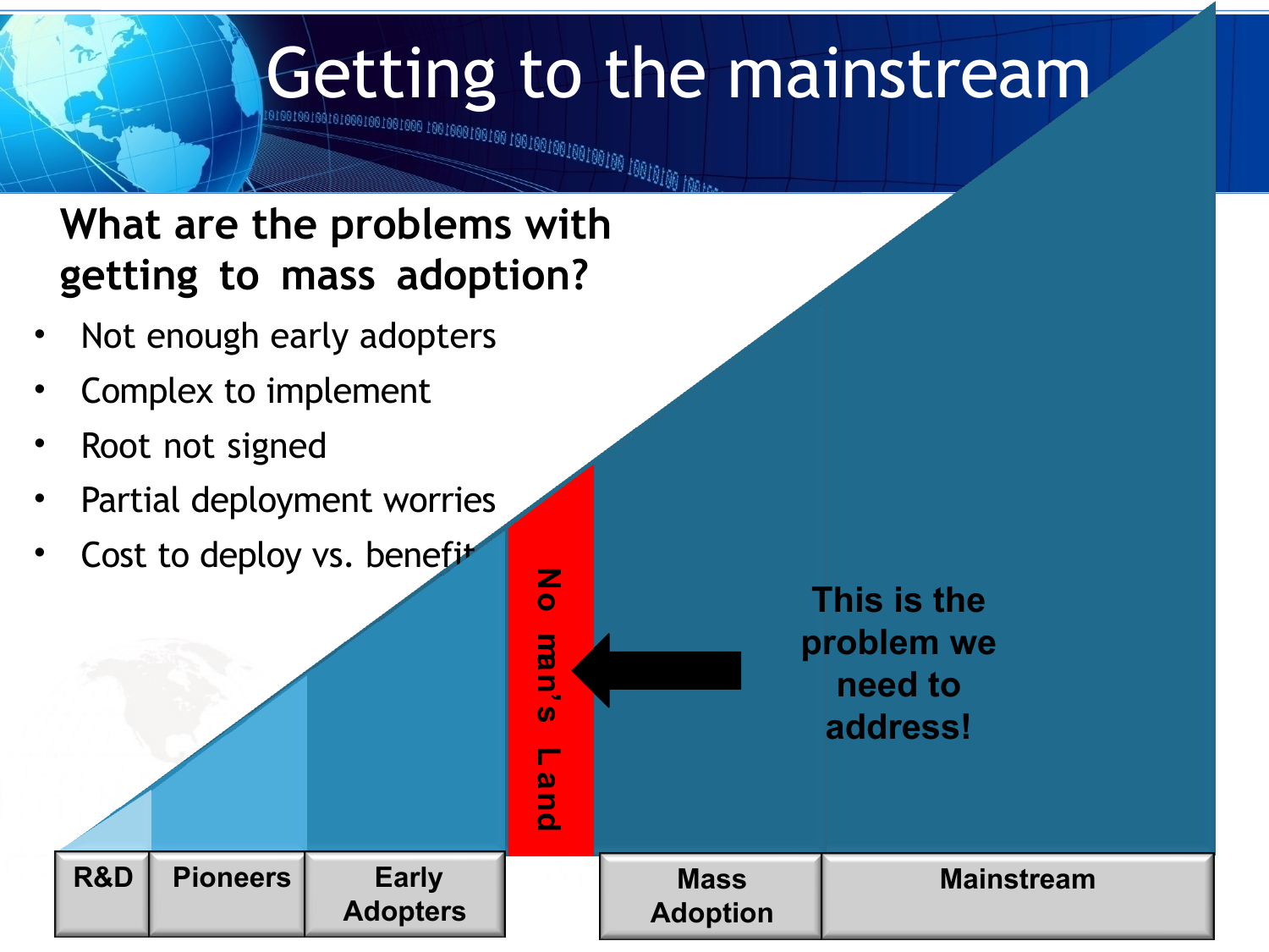# Getting to the mainstream

**What are the problems with getting to mass adoption?**

- Not enough early adopters
- Complex to implement
- Root not signed
- Partial deployment worries
- Cost to deploy vs. benefit

No man's Land

**This is the problem we need to address!**

R&D | Pioneers | Early Adopters | Mass Adoption | Mainstream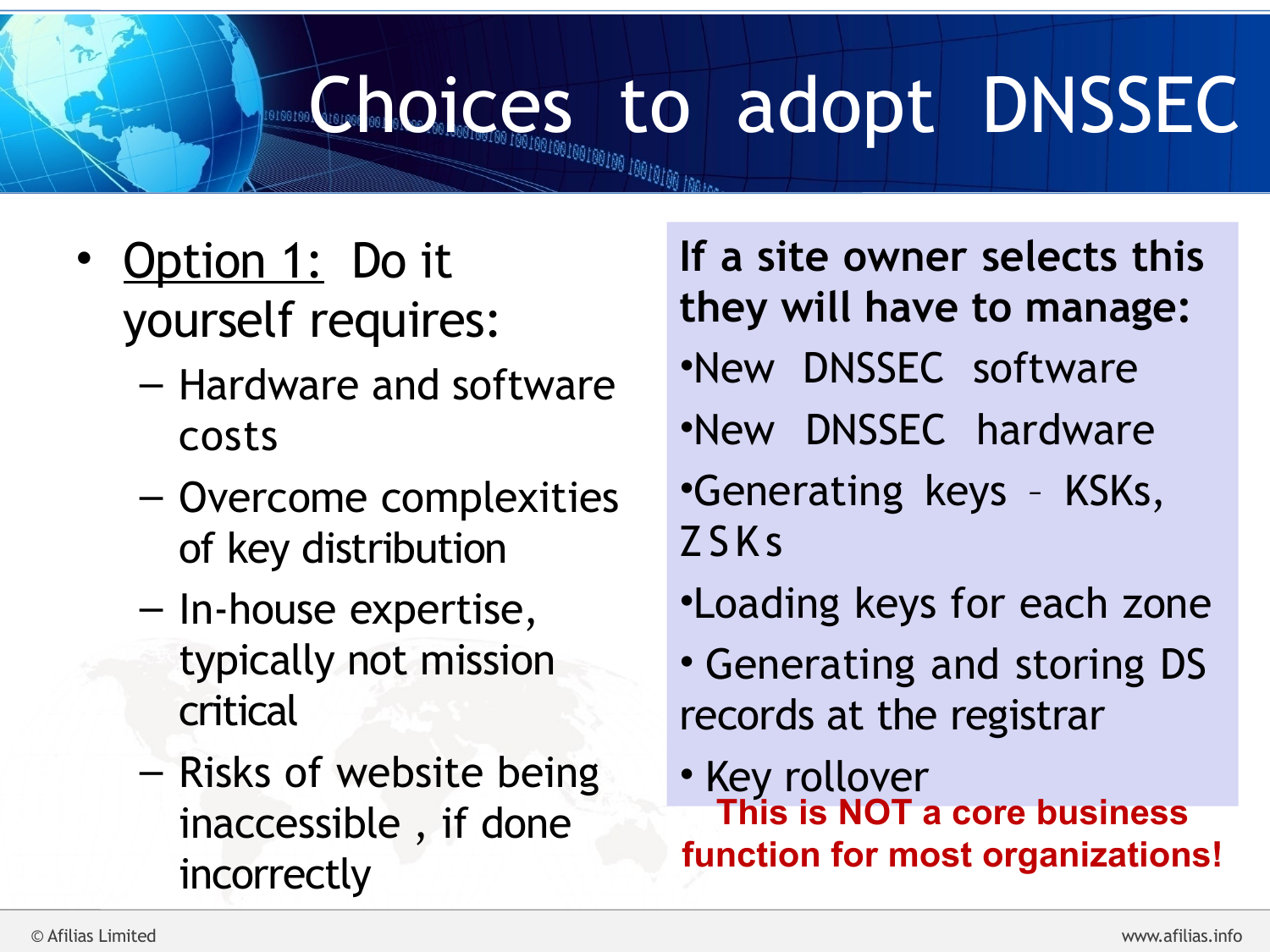# Choices to adopt DNSSEC

- Option 1: Do it yourself requires:
  - Hardware and software costs
  - Overcome complexities of key distribution
  - In-house expertise, typically not mission critical
  - Risks of website being inaccessible , if done incorrectly

**If a site owner selects this they will have to manage:**

- New DNSSEC software
- New DNSSEC hardware
- Generating keys – KSKs, ZSKs
- Loading keys for each zone
- Generating and storing DS records at the registrar
- Key rollover

**This is NOT a core business function for most organizations!**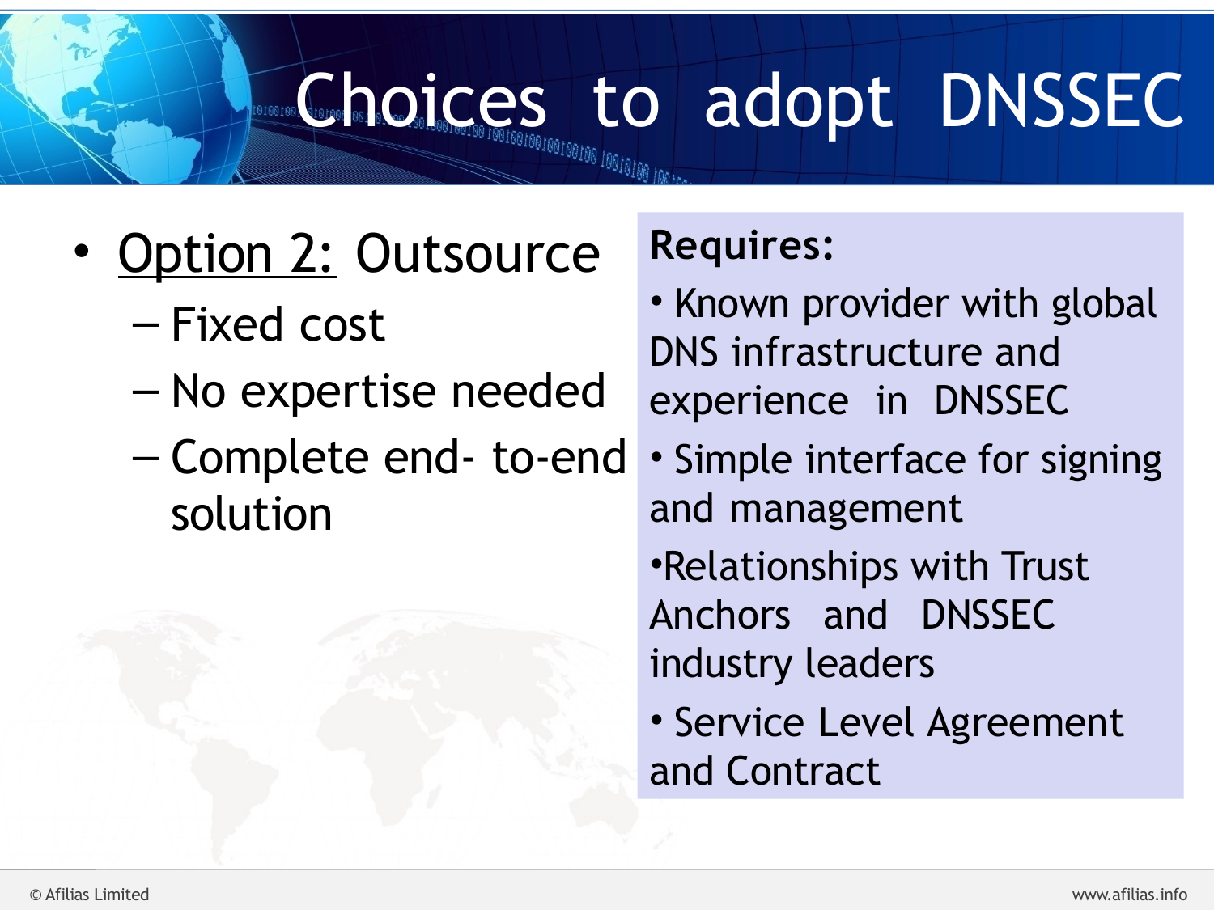# Choices to adopt DNSSEC

- Option 2: Outsource
  - Fixed cost
  - No expertise needed
  - Complete end- to-end solution

**Requires:**

- Known provider with global DNS infrastructure and experience in DNSSEC
- Simple interface for signing and management
- Relationships with Trust Anchors and DNSSEC industry leaders
- Service Level Agreement and Contract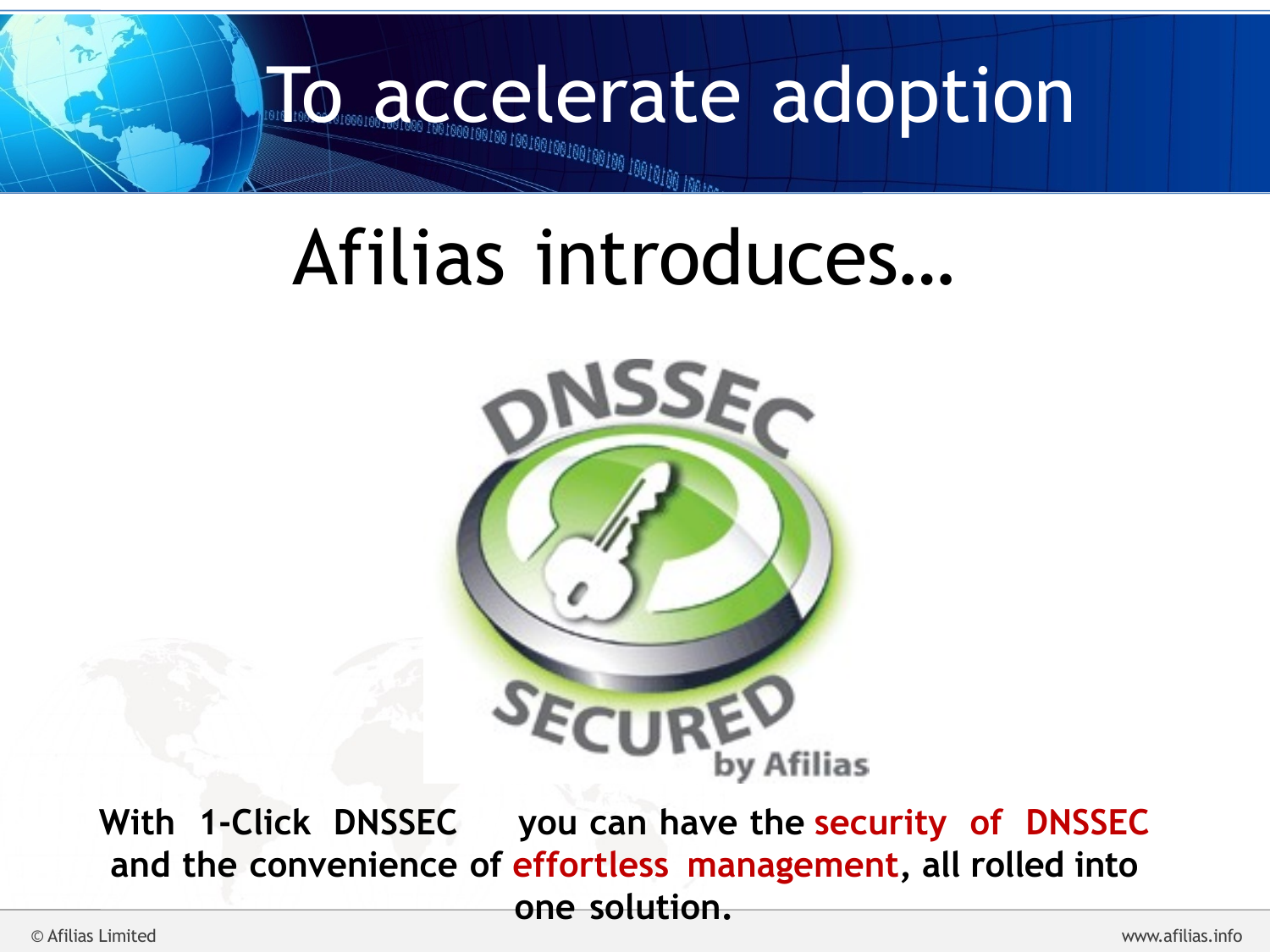# To accelerate adoption

## Afilias introduces…

DNSSEC SECURED by Afilias

**With 1-Click DNSSEC you can have the security of DNSSEC and the convenience of effortless management, all rolled into one solution.**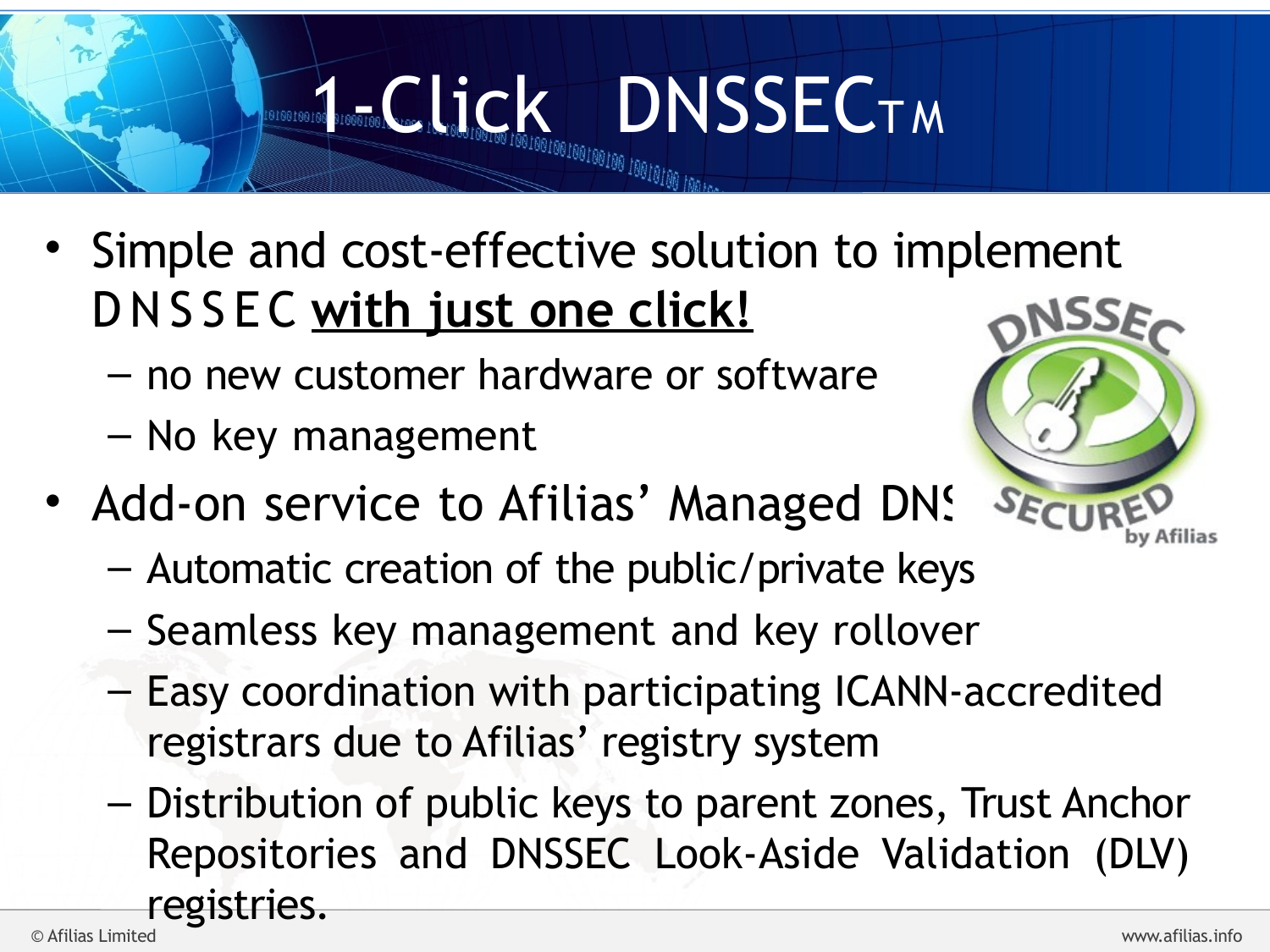# 1-Click DNSSEC™

- Simple and cost-effective solution to implement DNSSEC **with just one click!**
  - no new customer hardware or software
  - No key management
- Add-on service to Afilias' Managed DNS
  - Automatic creation of the public/private keys
  - Seamless key management and key rollover
  - Easy coordination with participating ICANN-accredited registrars due to Afilias' registry system
  - Distribution of public keys to parent zones, Trust Anchor Repositories and DNSSEC Look-Aside Validation (DLV) registries.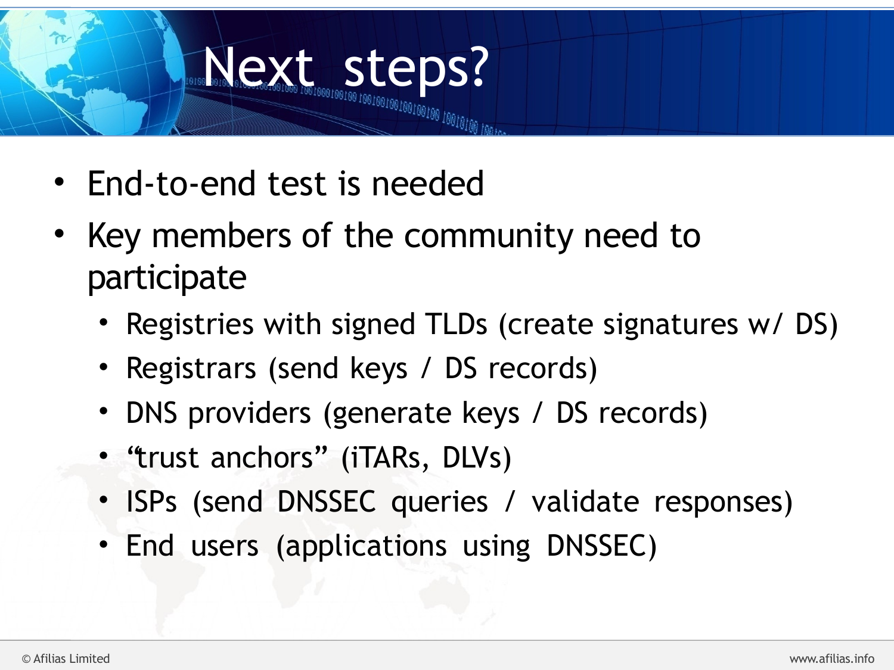# Next steps?

- End-to-end test is needed
- Key members of the community need to participate
  - Registries with signed TLDs (create signatures w/ DS)
  - Registrars (send keys / DS records)
  - DNS providers (generate keys / DS records)
  - "trust anchors" (iTARs, DLVs)
  - ISPs (send DNSSEC queries / validate responses)
  - End users (applications using DNSSEC)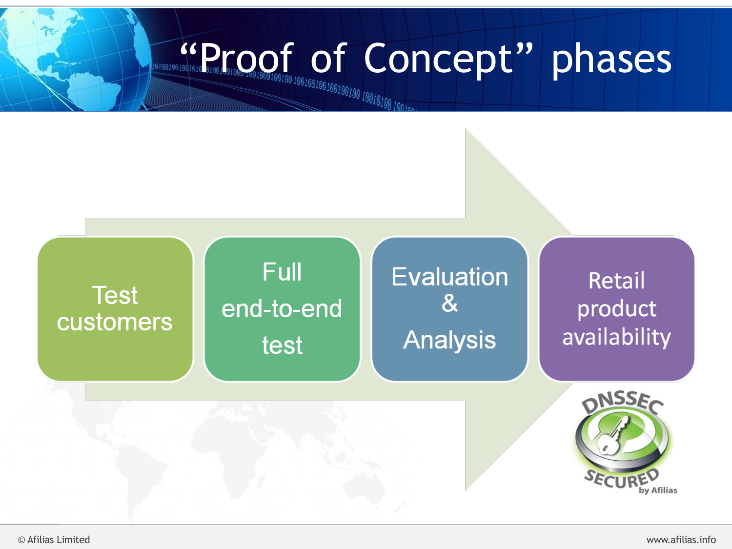# "Proof of Concept" phases

1. Test customers
2. Full end-to-end test
3. Evaluation & Analysis
4. Retail product availability

DNSSEC SECURED by Afilias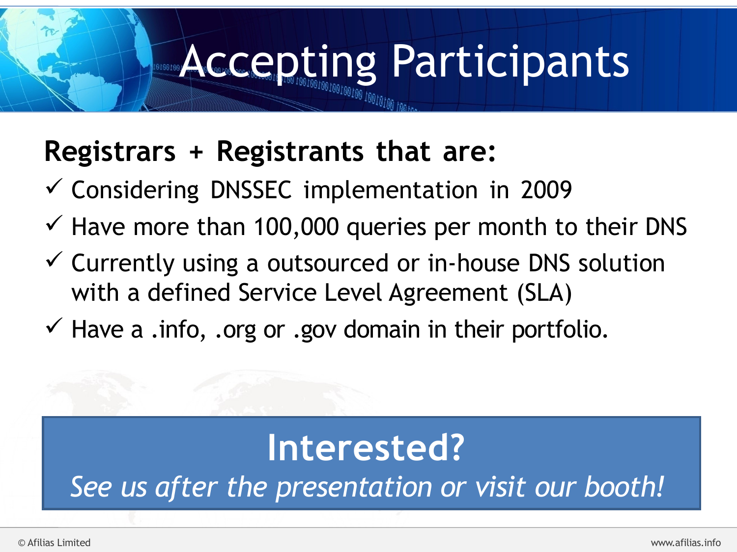# Accepting Participants

**Registrars + Registrants that are:**

- ✓ Considering DNSSEC implementation in 2009
- ✓ Have more than 100,000 queries per month to their DNS
- ✓ Currently using a outsourced or in-house DNS solution with a defined Service Level Agreement (SLA)
- ✓ Have a .info, .org or .gov domain in their portfolio.

**Interested?**

*See us after the presentation or visit our booth!*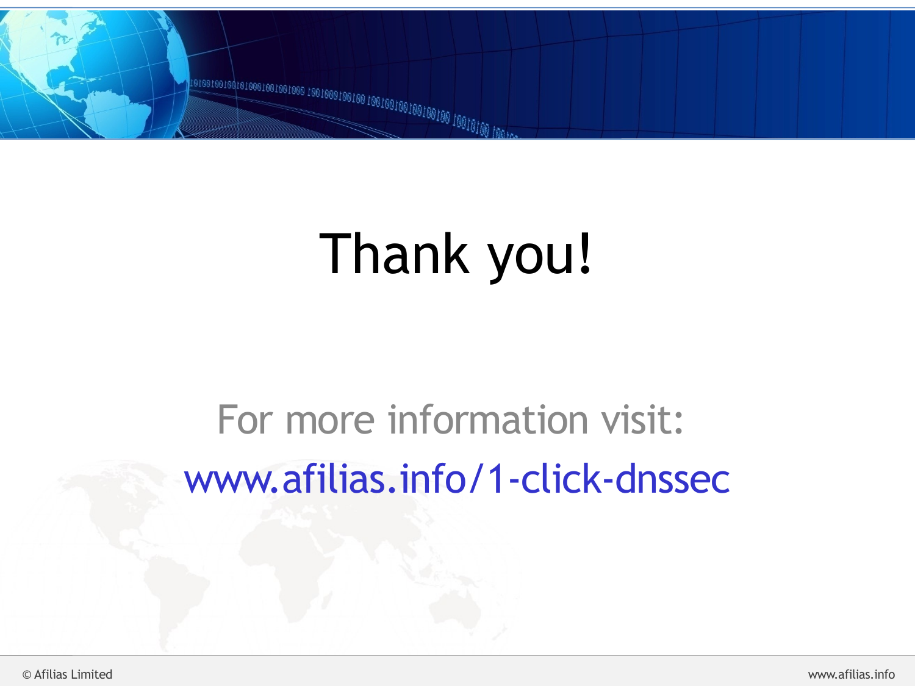# Thank you!

For more information visit:

www.afilias.info/1-click-dnssec